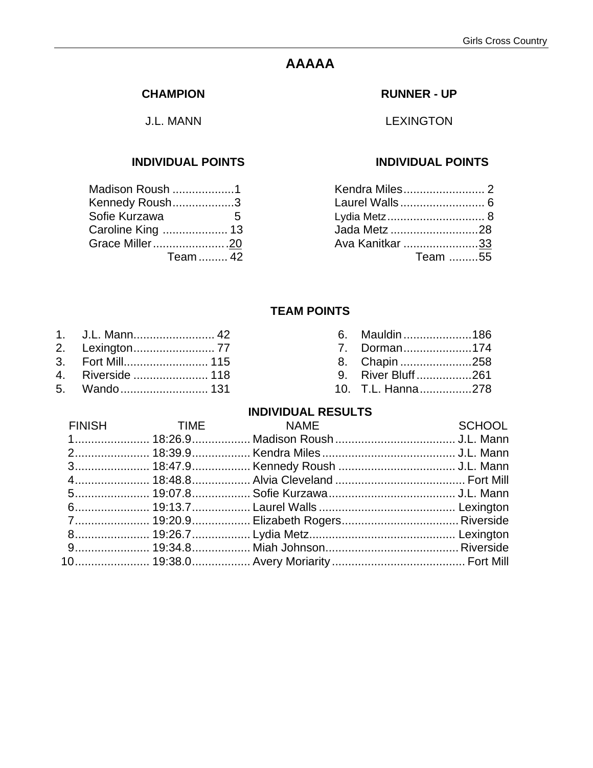# AAAAA

| CHAMPION | RUNNER - UP |
|---|---|
| J.L. MANN | LEXINGTON |

### INDIVIDUAL POINTS (J.L. Mann)

| Name | Points |
|---|---|
| Madison Roush | 1 |
| Kennedy Roush | 3 |
| Sofie Kurzawa | 5 |
| Caroline King | 13 |
| Grace Miller | 20 |
| Team | 42 |

### INDIVIDUAL POINTS (Lexington)

| Name | Points |
|---|---|
| Kendra Miles | 2 |
| Laurel Walls | 6 |
| Lydia Metz | 8 |
| Jada Metz | 28 |
| Ava Kanitkar | 33 |
| Team | 55 |

## TEAM POINTS

| Place | Team | Points |
|---|---|---|
| 1. | J.L. Mann | 42 |
| 2. | Lexington | 77 |
| 3. | Fort Mill | 115 |
| 4. | Riverside | 118 |
| 5. | Wando | 131 |
| 6. | Mauldin | 186 |
| 7. | Dorman | 174 |
| 8. | Chapin | 258 |
| 9. | River Bluff | 261 |
| 10. | T.L. Hanna | 278 |

## INDIVIDUAL RESULTS

| FINISH | TIME | NAME | SCHOOL |
|---|---|---|---|
| 1 | 18:26.9 | Madison Roush | J.L. Mann |
| 2 | 18:39.9 | Kendra Miles | J.L. Mann |
| 3 | 18:47.9 | Kennedy Roush | J.L. Mann |
| 4 | 18:48.8 | Alvia Cleveland | Fort Mill |
| 5 | 19:07.8 | Sofie Kurzawa | J.L. Mann |
| 6 | 19:13.7 | Laurel Walls | Lexington |
| 7 | 19:20.9 | Elizabeth Rogers | Riverside |
| 8 | 19:26.7 | Lydia Metz | Lexington |
| 9 | 19:34.8 | Miah Johnson | Riverside |
| 10 | 19:38.0 | Avery Moriarity | Fort Mill |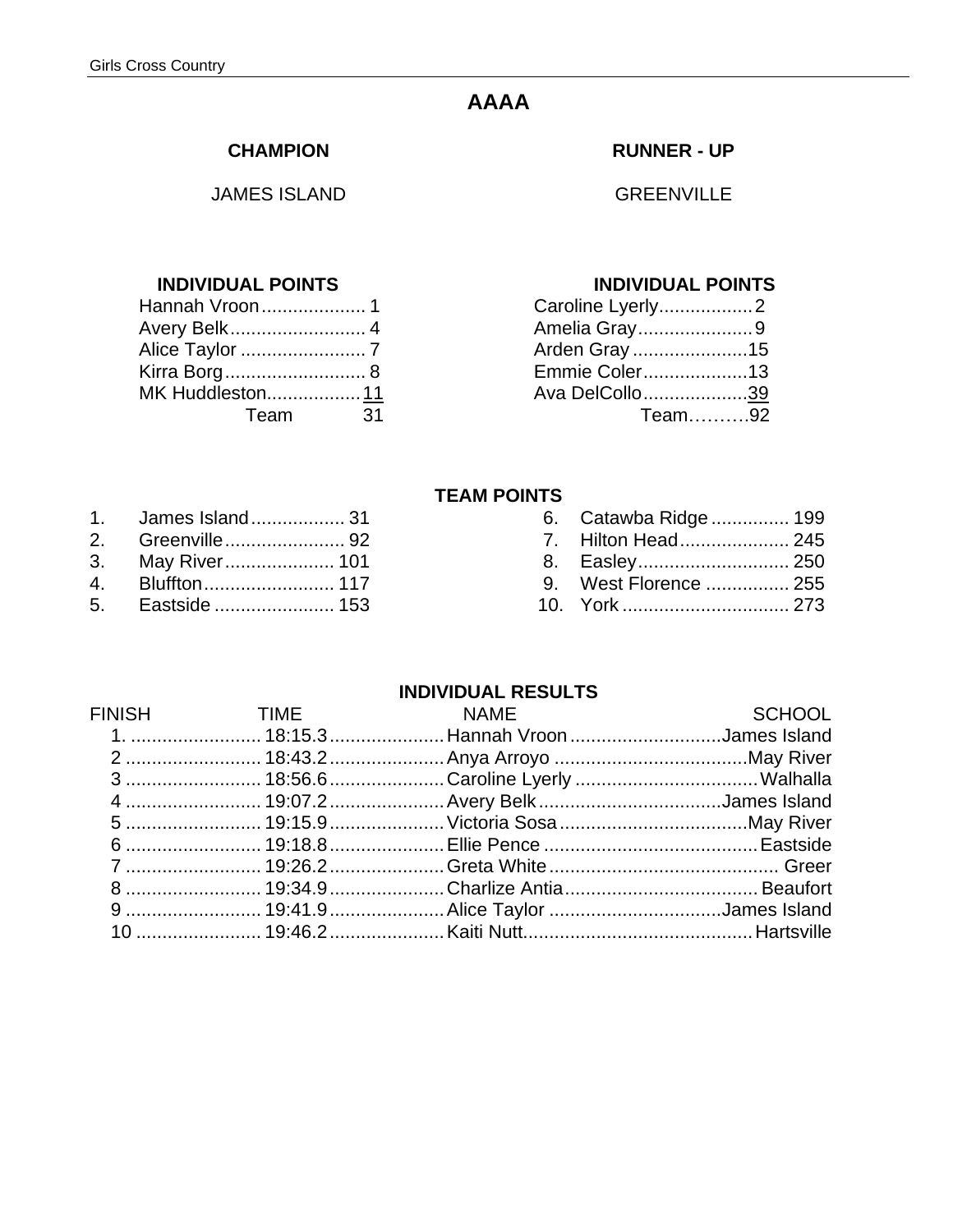# AAAA

| CHAMPION | RUNNER - UP |
|---|---|
| JAMES ISLAND | GREENVILLE |

| INDIVIDUAL POINTS | | INDIVIDUAL POINTS | |
|---|---|---|---|
| Hannah Vroon | 1 | Caroline Lyerly | 2 |
| Avery Belk | 4 | Amelia Gray | 9 |
| Alice Taylor | 7 | Arden Gray | 15 |
| Kirra Borg | 8 | Emmie Coler | 13 |
| MK Huddleston | 11 | Ava DelCollo | 39 |
| Team | 31 | Team | 92 |

## TEAM POINTS

1. James Island .................. 31
2. Greenville ....................... 92
3. May River ..................... 101
4. Bluffton ......................... 117
5. Eastside ....................... 153
6. Catawba Ridge ............... 199
7. Hilton Head ..................... 245
8. Easley ............................. 250
9. West Florence ................ 255
10. York ................................ 273

## INDIVIDUAL RESULTS

| FINISH | TIME | NAME | SCHOOL |
|---|---|---|---|
| 1. | 18:15.3 | Hannah Vroon | James Island |
| 2 | 18:43.2 | Anya Arroyo | May River |
| 3 | 18:56.6 | Caroline Lyerly | Walhalla |
| 4 | 19:07.2 | Avery Belk | James Island |
| 5 | 19:15.9 | Victoria Sosa | May River |
| 6 | 19:18.8 | Ellie Pence | Eastside |
| 7 | 19:26.2 | Greta White | Greer |
| 8 | 19:34.9 | Charlize Antia | Beaufort |
| 9 | 19:41.9 | Alice Taylor | James Island |
| 10 | 19:46.2 | Kaiti Nutt | Hartsville |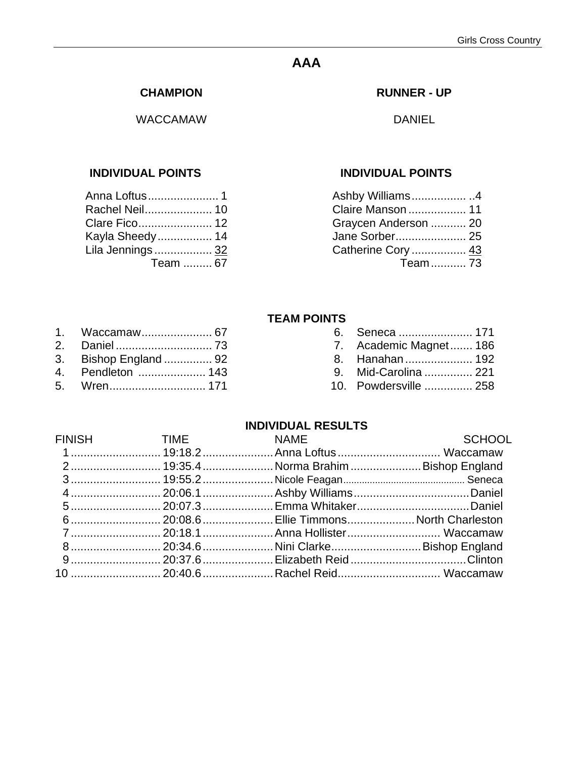# AAA

| CHAMPION | RUNNER - UP |
| --- | --- |
| WACCAMAW | DANIEL |

| INDIVIDUAL POINTS | | INDIVIDUAL POINTS | |
| --- | --- | --- | --- |
| Anna Loftus | 1 | Ashby Williams | 4 |
| Rachel Neil | 10 | Claire Manson | 11 |
| Clare Fico | 12 | Graycen Anderson | 20 |
| Kayla Sheedy | 14 | Jane Sorber | 25 |
| Lila Jennings | 32 | Catherine Cory | 43 |
| Team | 67 | Team | 73 |

## TEAM POINTS

| Place | School | Points |
| --- | --- | --- |
| 1. | Waccamaw | 67 |
| 2. | Daniel | 73 |
| 3. | Bishop England | 92 |
| 4. | Pendleton | 143 |
| 5. | Wren | 171 |
| 6. | Seneca | 171 |
| 7. | Academic Magnet | 186 |
| 8. | Hanahan | 192 |
| 9. | Mid-Carolina | 221 |
| 10. | Powdersville | 258 |

## INDIVIDUAL RESULTS

| FINISH | TIME | NAME | SCHOOL |
| --- | --- | --- | --- |
| 1 | 19:18.2 | Anna Loftus | Waccamaw |
| 2 | 19:35.4 | Norma Brahim | Bishop England |
| 3 | 19:55.2 | Nicole Feagan | Seneca |
| 4 | 20:06.1 | Ashby Williams | Daniel |
| 5 | 20:07.3 | Emma Whitaker | Daniel |
| 6 | 20:08.6 | Ellie Timmons | North Charleston |
| 7 | 20:18.1 | Anna Hollister | Waccamaw |
| 8 | 20:34.6 | Nini Clarke | Bishop England |
| 9 | 20:37.6 | Elizabeth Reid | Clinton |
| 10 | 20:40.6 | Rachel Reid | Waccamaw |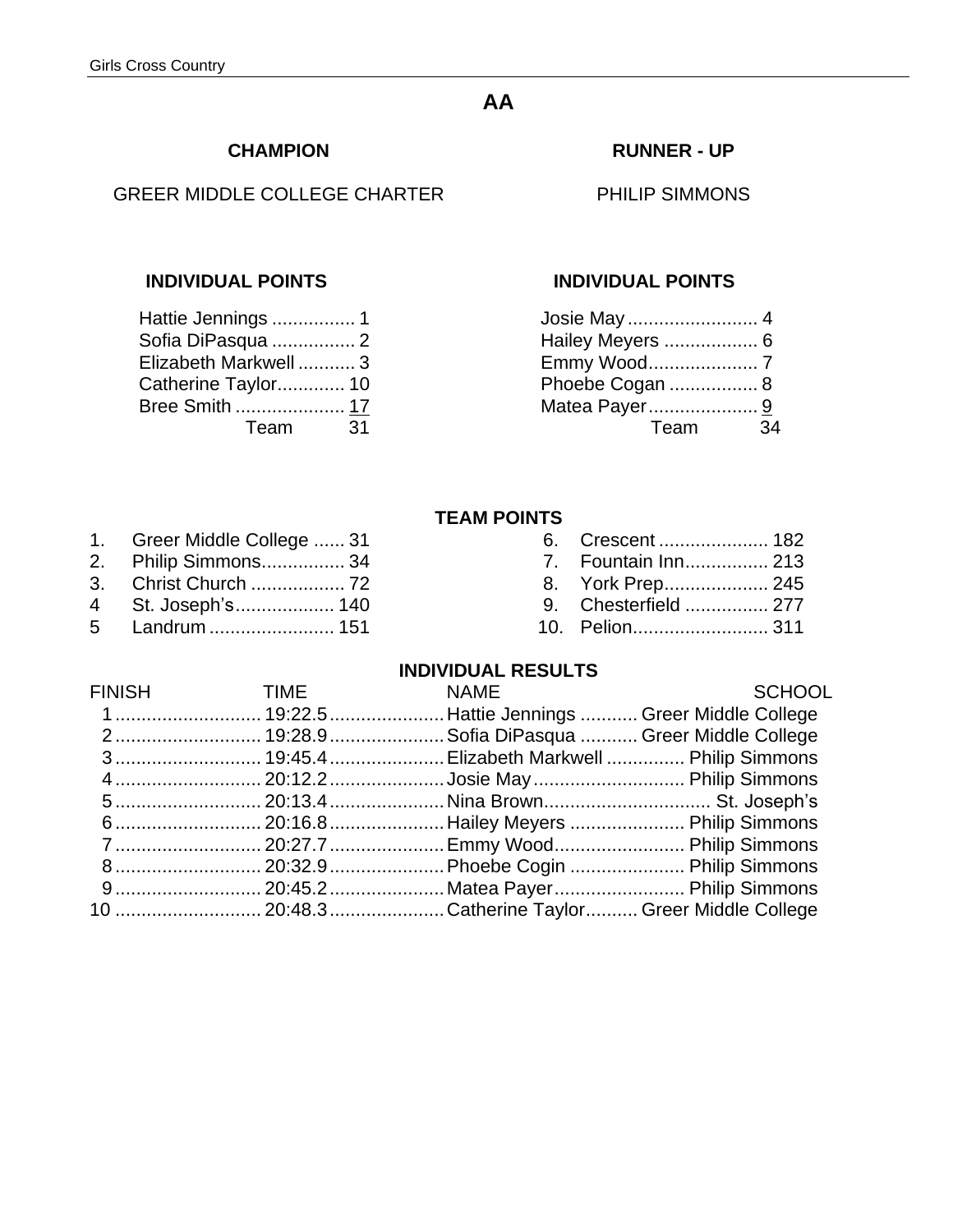# AA

| CHAMPION | RUNNER - UP |
|---|---|
| GREER MIDDLE COLLEGE CHARTER | PHILIP SIMMONS |

### INDIVIDUAL POINTS (Champion)

| Name | Points |
|---|---|
| Hattie Jennings | 1 |
| Sofia DiPasqua | 2 |
| Elizabeth Markwell | 3 |
| Catherine Taylor | 10 |
| Bree Smith | 17 |
| Team | 31 |

### INDIVIDUAL POINTS (Runner-Up)

| Name | Points |
|---|---|
| Josie May | 4 |
| Hailey Meyers | 6 |
| Emmy Wood | 7 |
| Phoebe Cogan | 8 |
| Matea Payer | 9 |
| Team | 34 |

### TEAM POINTS

1. Greer Middle College ...... 31
2. Philip Simmons ................ 34
3. Christ Church .................. 72
4. St. Joseph's ................... 140
5. Landrum ........................ 151
6. Crescent ..................... 182
7. Fountain Inn ................ 213
8. York Prep .................... 245
9. Chesterfield ................ 277
10. Pelion .......................... 311

### INDIVIDUAL RESULTS

| FINISH | TIME | NAME | SCHOOL |
|---|---|---|---|
| 1 | 19:22.5 | Hattie Jennings | Greer Middle College |
| 2 | 19:28.9 | Sofia DiPasqua | Greer Middle College |
| 3 | 19:45.4 | Elizabeth Markwell | Philip Simmons |
| 4 | 20:12.2 | Josie May | Philip Simmons |
| 5 | 20:13.4 | Nina Brown | St. Joseph's |
| 6 | 20:16.8 | Hailey Meyers | Philip Simmons |
| 7 | 20:27.7 | Emmy Wood | Philip Simmons |
| 8 | 20:32.9 | Phoebe Cogin | Philip Simmons |
| 9 | 20:45.2 | Matea Payer | Philip Simmons |
| 10 | 20:48.3 | Catherine Taylor | Greer Middle College |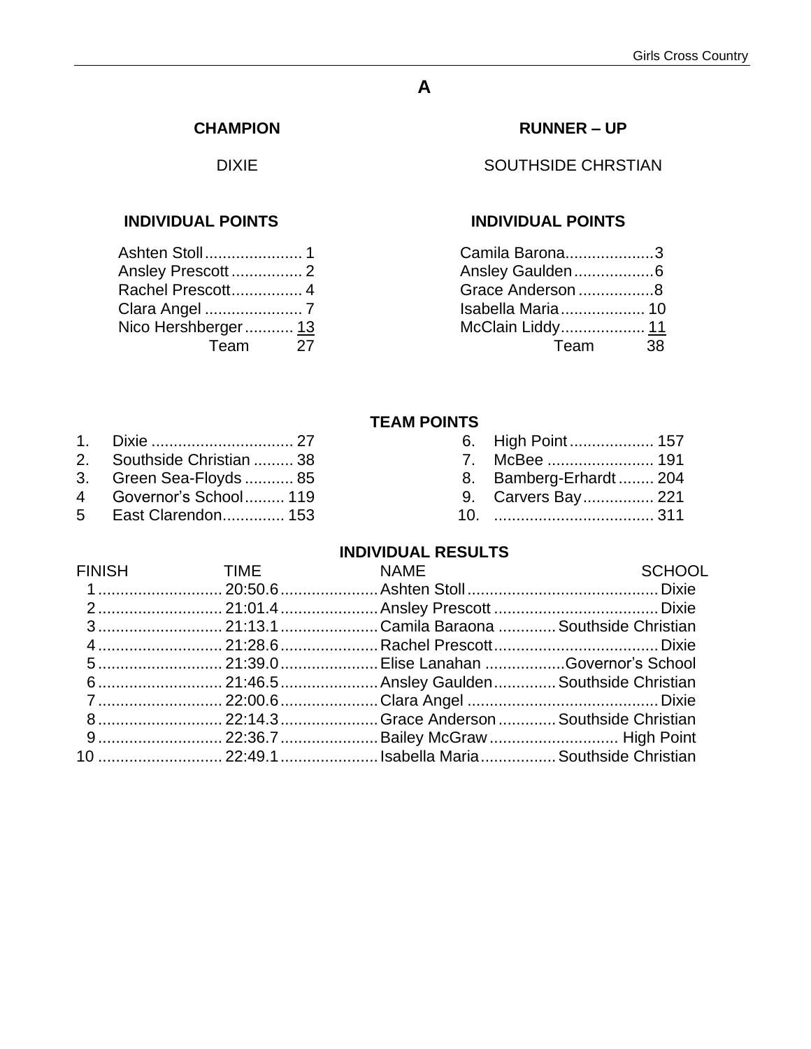# A

| CHAMPION | RUNNER – UP |
|---|---|
| DIXIE | SOUTHSIDE CHRSTIAN |

**INDIVIDUAL POINTS** (Dixie)

| Name | Points |
|---|---|
| Ashten Stoll | 1 |
| Ansley Prescott | 2 |
| Rachel Prescott | 4 |
| Clara Angel | 7 |
| Nico Hershberger | 13 |
| Team | 27 |

**INDIVIDUAL POINTS** (Southside Chrstian)

| Name | Points |
|---|---|
| Camila Barona | 3 |
| Ansley Gaulden | 6 |
| Grace Anderson | 8 |
| Isabella Maria | 10 |
| McClain Liddy | 11 |
| Team | 38 |

## TEAM POINTS

| Place | School | Points |
|---|---|---|
| 1. | Dixie | 27 |
| 2. | Southside Christian | 38 |
| 3. | Green Sea-Floyds | 85 |
| 4 | Governor's School | 119 |
| 5 | East Clarendon | 153 |
| 6. | High Point | 157 |
| 7. | McBee | 191 |
| 8. | Bamberg-Erhardt | 204 |
| 9. | Carvers Bay | 221 |
| 10. | | 311 |

## INDIVIDUAL RESULTS

| FINISH | TIME | NAME | SCHOOL |
|---|---|---|---|
| 1 | 20:50.6 | Ashten Stoll | Dixie |
| 2 | 21:01.4 | Ansley Prescott | Dixie |
| 3 | 21:13.1 | Camila Baraona | Southside Christian |
| 4 | 21:28.6 | Rachel Prescott | Dixie |
| 5 | 21:39.0 | Elise Lanahan | Governor's School |
| 6 | 21:46.5 | Ansley Gaulden | Southside Christian |
| 7 | 22:00.6 | Clara Angel | Dixie |
| 8 | 22:14.3 | Grace Anderson | Southside Christian |
| 9 | 22:36.7 | Bailey McGraw | High Point |
| 10 | 22:49.1 | Isabella Maria | Southside Christian |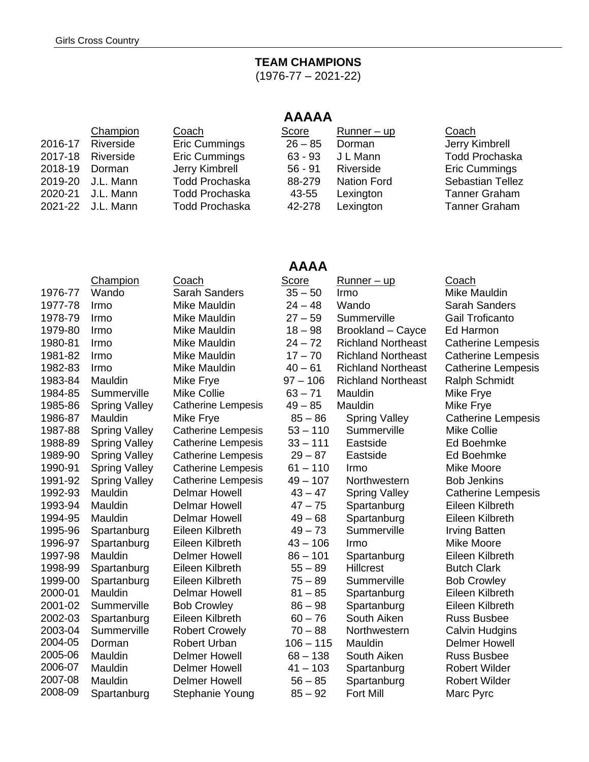## TEAM CHAMPIONS

(1976-77 – 2021-22)

### AAAAA

| | Champion | Coach | Score | Runner – up | Coach |
|---|---|---|---|---|---|
| 2016-17 | Riverside | Eric Cummings | 26 – 85 | Dorman | Jerry Kimbrell |
| 2017-18 | Riverside | Eric Cummings | 63 - 93 | J L Mann | Todd Prochaska |
| 2018-19 | Dorman | Jerry Kimbrell | 56 - 91 | Riverside | Eric Cummings |
| 2019-20 | J.L. Mann | Todd Prochaska | 88-279 | Nation Ford | Sebastian Tellez |
| 2020-21 | J.L. Mann | Todd Prochaska | 43-55 | Lexington | Tanner Graham |
| 2021-22 | J.L. Mann | Todd Prochaska | 42-278 | Lexington | Tanner Graham |

### AAAA

| | Champion | Coach | Score | Runner – up | Coach |
|---|---|---|---|---|---|
| 1976-77 | Wando | Sarah Sanders | 35 – 50 | Irmo | Mike Mauldin |
| 1977-78 | Irmo | Mike Mauldin | 24 – 48 | Wando | Sarah Sanders |
| 1978-79 | Irmo | Mike Mauldin | 27 – 59 | Summerville | Gail Troficanto |
| 1979-80 | Irmo | Mike Mauldin | 18 – 98 | Brookland – Cayce | Ed Harmon |
| 1980-81 | Irmo | Mike Mauldin | 24 – 72 | Richland Northeast | Catherine Lempesis |
| 1981-82 | Irmo | Mike Mauldin | 17 – 70 | Richland Northeast | Catherine Lempesis |
| 1982-83 | Irmo | Mike Mauldin | 40 – 61 | Richland Northeast | Catherine Lempesis |
| 1983-84 | Mauldin | Mike Frye | 97 – 106 | Richland Northeast | Ralph Schmidt |
| 1984-85 | Summerville | Mike Collie | 63 – 71 | Mauldin | Mike Frye |
| 1985-86 | Spring Valley | Catherine Lempesis | 49 – 85 | Mauldin | Mike Frye |
| 1986-87 | Mauldin | Mike Frye | 85 – 86 | Spring Valley | Catherine Lempesis |
| 1987-88 | Spring Valley | Catherine Lempesis | 53 – 110 | Summerville | Mike Collie |
| 1988-89 | Spring Valley | Catherine Lempesis | 33 – 111 | Eastside | Ed Boehmke |
| 1989-90 | Spring Valley | Catherine Lempesis | 29 – 87 | Eastside | Ed Boehmke |
| 1990-91 | Spring Valley | Catherine Lempesis | 61 – 110 | Irmo | Mike Moore |
| 1991-92 | Spring Valley | Catherine Lempesis | 49 – 107 | Northwestern | Bob Jenkins |
| 1992-93 | Mauldin | Delmar Howell | 43 – 47 | Spring Valley | Catherine Lempesis |
| 1993-94 | Mauldin | Delmar Howell | 47 – 75 | Spartanburg | Eileen Kilbreth |
| 1994-95 | Mauldin | Delmar Howell | 49 – 68 | Spartanburg | Eileen Kilbreth |
| 1995-96 | Spartanburg | Eileen Kilbreth | 49 – 73 | Summerville | Irving Batten |
| 1996-97 | Spartanburg | Eileen Kilbreth | 43 – 106 | Irmo | Mike Moore |
| 1997-98 | Mauldin | Delmer Howell | 86 – 101 | Spartanburg | Eileen Kilbreth |
| 1998-99 | Spartanburg | Eileen Kilbreth | 55 – 89 | Hillcrest | Butch Clark |
| 1999-00 | Spartanburg | Eileen Kilbreth | 75 – 89 | Summerville | Bob Crowley |
| 2000-01 | Mauldin | Delmar Howell | 81 – 85 | Spartanburg | Eileen Kilbreth |
| 2001-02 | Summerville | Bob Crowley | 86 – 98 | Spartanburg | Eileen Kilbreth |
| 2002-03 | Spartanburg | Eileen Kilbreth | 60 – 76 | South Aiken | Russ Busbee |
| 2003-04 | Summerville | Robert Crowely | 70 – 88 | Northwestern | Calvin Hudgins |
| 2004-05 | Dorman | Robert Urban | 106 – 115 | Mauldin | Delmer Howell |
| 2005-06 | Mauldin | Delmer Howell | 68 – 138 | South Aiken | Russ Busbee |
| 2006-07 | Mauldin | Delmer Howell | 41 – 103 | Spartanburg | Robert Wilder |
| 2007-08 | Mauldin | Delmer Howell | 56 – 85 | Spartanburg | Robert Wilder |
| 2008-09 | Spartanburg | Stephanie Young | 85 – 92 | Fort Mill | Marc Pyrc |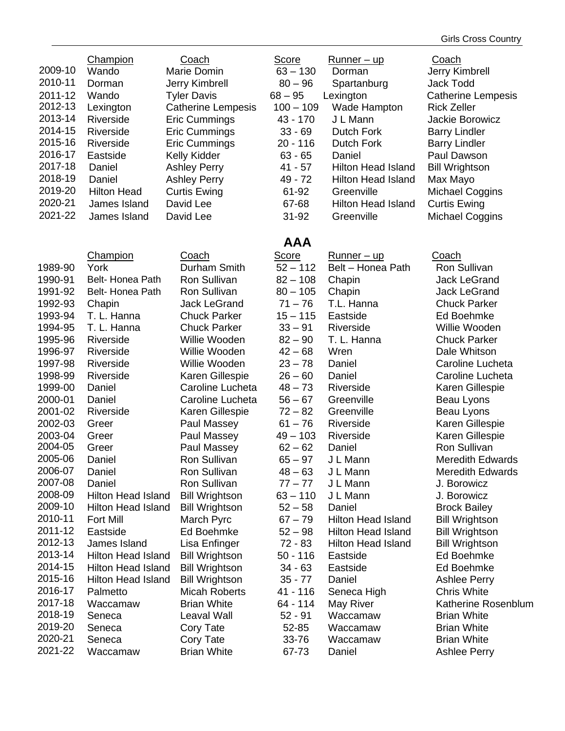| | Champion | Coach | Score | Runner – up | Coach |
|---|---|---|---|---|---|
| 2009-10 | Wando | Marie Domin | 63 – 130 | Dorman | Jerry Kimbrell |
| 2010-11 | Dorman | Jerry Kimbrell | 80 – 96 | Spartanburg | Jack Todd |
| 2011-12 | Wando | Tyler Davis | 68 – 95 | Lexington | Catherine Lempesis |
| 2012-13 | Lexington | Catherine Lempesis | 100 – 109 | Wade Hampton | Rick Zeller |
| 2013-14 | Riverside | Eric Cummings | 43 - 170 | J L Mann | Jackie Borowicz |
| 2014-15 | Riverside | Eric Cummings | 33 - 69 | Dutch Fork | Barry Lindler |
| 2015-16 | Riverside | Eric Cummings | 20 - 116 | Dutch Fork | Barry Lindler |
| 2016-17 | Eastside | Kelly Kidder | 63 - 65 | Daniel | Paul Dawson |
| 2017-18 | Daniel | Ashley Perry | 41 - 57 | Hilton Head Island | Bill Wrightson |
| 2018-19 | Daniel | Ashley Perry | 49 - 72 | Hilton Head Island | Max Mayo |
| 2019-20 | Hilton Head | Curtis Ewing | 61-92 | Greenville | Michael Coggins |
| 2020-21 | James Island | David Lee | 67-68 | Hilton Head Island | Curtis Ewing |
| 2021-22 | James Island | David Lee | 31-92 | Greenville | Michael Coggins |

## AAA

| | Champion | Coach | Score | Runner – up | Coach |
|---|---|---|---|---|---|
| 1989-90 | York | Durham Smith | 52 – 112 | Belt – Honea Path | Ron Sullivan |
| 1990-91 | Belt- Honea Path | Ron Sullivan | 82 – 108 | Chapin | Jack LeGrand |
| 1991-92 | Belt- Honea Path | Ron Sullivan | 80 – 105 | Chapin | Jack LeGrand |
| 1992-93 | Chapin | Jack LeGrand | 71 – 76 | T.L. Hanna | Chuck Parker |
| 1993-94 | T. L. Hanna | Chuck Parker | 15 – 115 | Eastside | Ed Boehmke |
| 1994-95 | T. L. Hanna | Chuck Parker | 33 – 91 | Riverside | Willie Wooden |
| 1995-96 | Riverside | Willie Wooden | 82 – 90 | T. L. Hanna | Chuck Parker |
| 1996-97 | Riverside | Willie Wooden | 42 – 68 | Wren | Dale Whitson |
| 1997-98 | Riverside | Willie Wooden | 23 – 78 | Daniel | Caroline Lucheta |
| 1998-99 | Riverside | Karen Gillespie | 26 – 60 | Daniel | Caroline Lucheta |
| 1999-00 | Daniel | Caroline Lucheta | 48 – 73 | Riverside | Karen Gillespie |
| 2000-01 | Daniel | Caroline Lucheta | 56 – 67 | Greenville | Beau Lyons |
| 2001-02 | Riverside | Karen Gillespie | 72 – 82 | Greenville | Beau Lyons |
| 2002-03 | Greer | Paul Massey | 61 – 76 | Riverside | Karen Gillespie |
| 2003-04 | Greer | Paul Massey | 49 – 103 | Riverside | Karen Gillespie |
| 2004-05 | Greer | Paul Massey | 62 – 62 | Daniel | Ron Sullivan |
| 2005-06 | Daniel | Ron Sullivan | 65 – 97 | J L Mann | Meredith Edwards |
| 2006-07 | Daniel | Ron Sullivan | 48 – 63 | J L Mann | Meredith Edwards |
| 2007-08 | Daniel | Ron Sullivan | 77 – 77 | J L Mann | J. Borowicz |
| 2008-09 | Hilton Head Island | Bill Wrightson | 63 – 110 | J L Mann | J. Borowicz |
| 2009-10 | Hilton Head Island | Bill Wrightson | 52 – 58 | Daniel | Brock Bailey |
| 2010-11 | Fort Mill | March Pyrc | 67 – 79 | Hilton Head Island | Bill Wrightson |
| 2011-12 | Eastside | Ed Boehmke | 52 – 98 | Hilton Head Island | Bill Wrightson |
| 2012-13 | James Island | Lisa Enfinger | 72 - 83 | Hilton Head Island | Bill Wrightson |
| 2013-14 | Hilton Head Island | Bill Wrightson | 50 - 116 | Eastside | Ed Boehmke |
| 2014-15 | Hilton Head Island | Bill Wrightson | 34 - 63 | Eastside | Ed Boehmke |
| 2015-16 | Hilton Head Island | Bill Wrightson | 35 - 77 | Daniel | Ashlee Perry |
| 2016-17 | Palmetto | Micah Roberts | 41 - 116 | Seneca High | Chris White |
| 2017-18 | Waccamaw | Brian White | 64 - 114 | May River | Katherine Rosenblum |
| 2018-19 | Seneca | Leaval Wall | 52 - 91 | Waccamaw | Brian White |
| 2019-20 | Seneca | Cory Tate | 52-85 | Waccamaw | Brian White |
| 2020-21 | Seneca | Cory Tate | 33-76 | Waccamaw | Brian White |
| 2021-22 | Waccamaw | Brian White | 67-73 | Daniel | Ashlee Perry |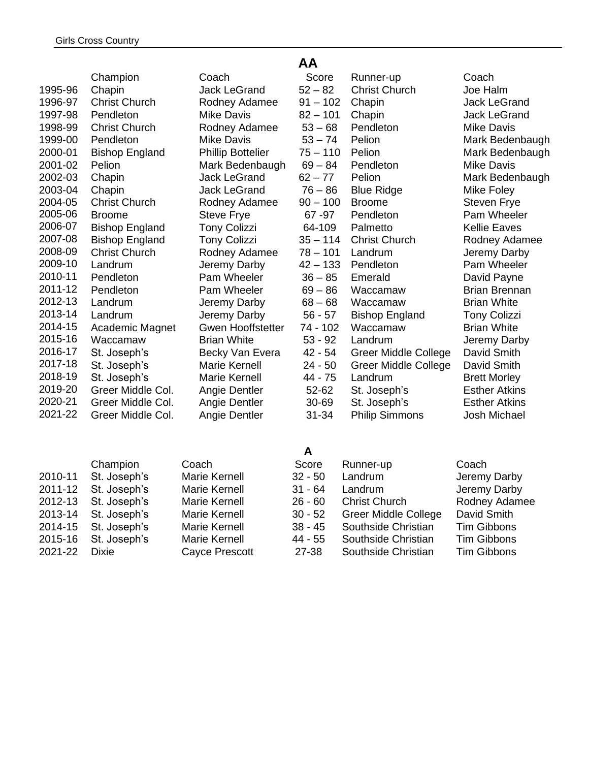Girls Cross Country

## AA

| | Champion | Coach | Score | Runner-up | Coach |
|---|---|---|---|---|---|
| 1995-96 | Chapin | Jack LeGrand | 52 – 82 | Christ Church | Joe Halm |
| 1996-97 | Christ Church | Rodney Adamee | 91 – 102 | Chapin | Jack LeGrand |
| 1997-98 | Pendleton | Mike Davis | 82 – 101 | Chapin | Jack LeGrand |
| 1998-99 | Christ Church | Rodney Adamee | 53 – 68 | Pendleton | Mike Davis |
| 1999-00 | Pendleton | Mike Davis | 53 – 74 | Pelion | Mark Bedenbaugh |
| 2000-01 | Bishop England | Phillip Bottelier | 75 – 110 | Pelion | Mark Bedenbaugh |
| 2001-02 | Pelion | Mark Bedenbaugh | 69 – 84 | Pendleton | Mike Davis |
| 2002-03 | Chapin | Jack LeGrand | 62 – 77 | Pelion | Mark Bedenbaugh |
| 2003-04 | Chapin | Jack LeGrand | 76 – 86 | Blue Ridge | Mike Foley |
| 2004-05 | Christ Church | Rodney Adamee | 90 – 100 | Broome | Steven Frye |
| 2005-06 | Broome | Steve Frye | 67 -97 | Pendleton | Pam Wheeler |
| 2006-07 | Bishop England | Tony Colizzi | 64-109 | Palmetto | Kellie Eaves |
| 2007-08 | Bishop England | Tony Colizzi | 35 – 114 | Christ Church | Rodney Adamee |
| 2008-09 | Christ Church | Rodney Adamee | 78 – 101 | Landrum | Jeremy Darby |
| 2009-10 | Landrum | Jeremy Darby | 42 – 133 | Pendleton | Pam Wheeler |
| 2010-11 | Pendleton | Pam Wheeler | 36 – 85 | Emerald | David Payne |
| 2011-12 | Pendleton | Pam Wheeler | 69 – 86 | Waccamaw | Brian Brennan |
| 2012-13 | Landrum | Jeremy Darby | 68 – 68 | Waccamaw | Brian White |
| 2013-14 | Landrum | Jeremy Darby | 56 - 57 | Bishop England | Tony Colizzi |
| 2014-15 | Academic Magnet | Gwen Hooffstetter | 74 - 102 | Waccamaw | Brian White |
| 2015-16 | Waccamaw | Brian White | 53 - 92 | Landrum | Jeremy Darby |
| 2016-17 | St. Joseph's | Becky Van Evera | 42 - 54 | Greer Middle College | David Smith |
| 2017-18 | St. Joseph's | Marie Kernell | 24 - 50 | Greer Middle College | David Smith |
| 2018-19 | St. Joseph's | Marie Kernell | 44 - 75 | Landrum | Brett Morley |
| 2019-20 | Greer Middle Col. | Angie Dentler | 52-62 | St. Joseph's | Esther Atkins |
| 2020-21 | Greer Middle Col. | Angie Dentler | 30-69 | St. Joseph's | Esther Atkins |
| 2021-22 | Greer Middle Col. | Angie Dentler | 31-34 | Philip Simmons | Josh Michael |

## A

| | Champion | Coach | Score | Runner-up | Coach |
|---|---|---|---|---|---|
| 2010-11 | St. Joseph's | Marie Kernell | 32 - 50 | Landrum | Jeremy Darby |
| 2011-12 | St. Joseph's | Marie Kernell | 31 - 64 | Landrum | Jeremy Darby |
| 2012-13 | St. Joseph's | Marie Kernell | 26 - 60 | Christ Church | Rodney Adamee |
| 2013-14 | St. Joseph's | Marie Kernell | 30 - 52 | Greer Middle College | David Smith |
| 2014-15 | St. Joseph's | Marie Kernell | 38 - 45 | Southside Christian | Tim Gibbons |
| 2015-16 | St. Joseph's | Marie Kernell | 44 - 55 | Southside Christian | Tim Gibbons |
| 2021-22 | Dixie | Cayce Prescott | 27-38 | Southside Christian | Tim Gibbons |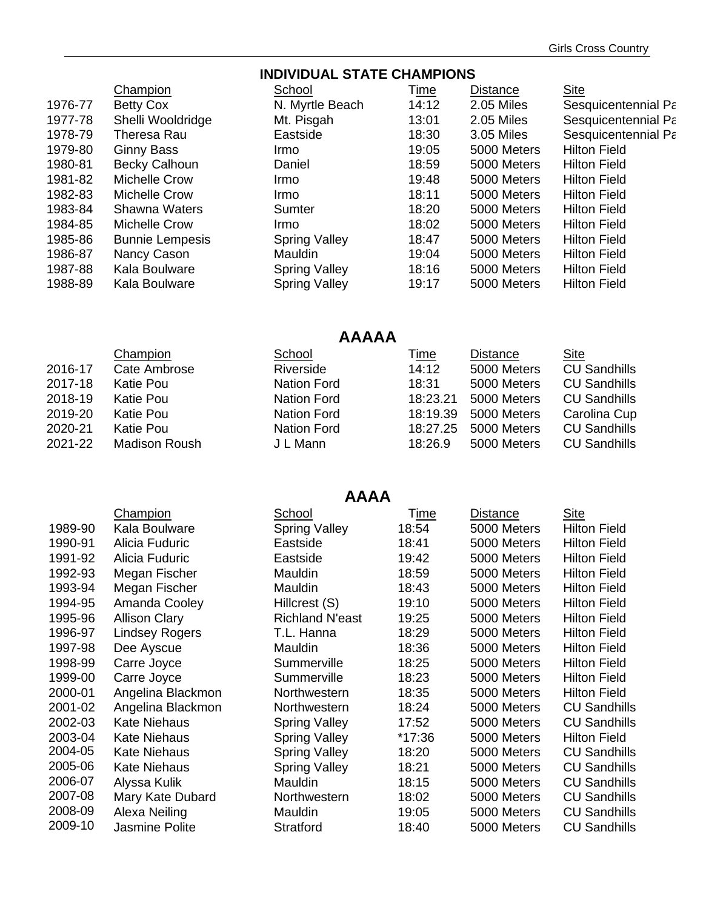## INDIVIDUAL STATE CHAMPIONS

| | Champion | School | Time | Distance | Site |
|---|---|---|---|---|---|
| 1976-77 | Betty Cox | N. Myrtle Beach | 14:12 | 2.05 Miles | Sesquicentennial Pa |
| 1977-78 | Shelli Wooldridge | Mt. Pisgah | 13:01 | 2.05 Miles | Sesquicentennial Pa |
| 1978-79 | Theresa Rau | Eastside | 18:30 | 3.05 Miles | Sesquicentennial Pa |
| 1979-80 | Ginny Bass | Irmo | 19:05 | 5000 Meters | Hilton Field |
| 1980-81 | Becky Calhoun | Daniel | 18:59 | 5000 Meters | Hilton Field |
| 1981-82 | Michelle Crow | Irmo | 19:48 | 5000 Meters | Hilton Field |
| 1982-83 | Michelle Crow | Irmo | 18:11 | 5000 Meters | Hilton Field |
| 1983-84 | Shawna Waters | Sumter | 18:20 | 5000 Meters | Hilton Field |
| 1984-85 | Michelle Crow | Irmo | 18:02 | 5000 Meters | Hilton Field |
| 1985-86 | Bunnie Lempesis | Spring Valley | 18:47 | 5000 Meters | Hilton Field |
| 1986-87 | Nancy Cason | Mauldin | 19:04 | 5000 Meters | Hilton Field |
| 1987-88 | Kala Boulware | Spring Valley | 18:16 | 5000 Meters | Hilton Field |
| 1988-89 | Kala Boulware | Spring Valley | 19:17 | 5000 Meters | Hilton Field |

## AAAAA

| | Champion | School | Time | Distance | Site |
|---|---|---|---|---|---|
| 2016-17 | Cate Ambrose | Riverside | 14:12 | 5000 Meters | CU Sandhills |
| 2017-18 | Katie Pou | Nation Ford | 18:31 | 5000 Meters | CU Sandhills |
| 2018-19 | Katie Pou | Nation Ford | 18:23.21 | 5000 Meters | CU Sandhills |
| 2019-20 | Katie Pou | Nation Ford | 18:19.39 | 5000 Meters | Carolina Cup |
| 2020-21 | Katie Pou | Nation Ford | 18:27.25 | 5000 Meters | CU Sandhills |
| 2021-22 | Madison Roush | J L Mann | 18:26.9 | 5000 Meters | CU Sandhills |

## AAAA

| | Champion | School | Time | Distance | Site |
|---|---|---|---|---|---|
| 1989-90 | Kala Boulware | Spring Valley | 18:54 | 5000 Meters | Hilton Field |
| 1990-91 | Alicia Fuduric | Eastside | 18:41 | 5000 Meters | Hilton Field |
| 1991-92 | Alicia Fuduric | Eastside | 19:42 | 5000 Meters | Hilton Field |
| 1992-93 | Megan Fischer | Mauldin | 18:59 | 5000 Meters | Hilton Field |
| 1993-94 | Megan Fischer | Mauldin | 18:43 | 5000 Meters | Hilton Field |
| 1994-95 | Amanda Cooley | Hillcrest (S) | 19:10 | 5000 Meters | Hilton Field |
| 1995-96 | Allison Clary | Richland N'east | 19:25 | 5000 Meters | Hilton Field |
| 1996-97 | Lindsey Rogers | T.L. Hanna | 18:29 | 5000 Meters | Hilton Field |
| 1997-98 | Dee Ayscue | Mauldin | 18:36 | 5000 Meters | Hilton Field |
| 1998-99 | Carre Joyce | Summerville | 18:25 | 5000 Meters | Hilton Field |
| 1999-00 | Carre Joyce | Summerville | 18:23 | 5000 Meters | Hilton Field |
| 2000-01 | Angelina Blackmon | Northwestern | 18:35 | 5000 Meters | Hilton Field |
| 2001-02 | Angelina Blackmon | Northwestern | 18:24 | 5000 Meters | CU Sandhills |
| 2002-03 | Kate Niehaus | Spring Valley | 17:52 | 5000 Meters | CU Sandhills |
| 2003-04 | Kate Niehaus | Spring Valley | *17:36 | 5000 Meters | Hilton Field |
| 2004-05 | Kate Niehaus | Spring Valley | 18:20 | 5000 Meters | CU Sandhills |
| 2005-06 | Kate Niehaus | Spring Valley | 18:21 | 5000 Meters | CU Sandhills |
| 2006-07 | Alyssa Kulik | Mauldin | 18:15 | 5000 Meters | CU Sandhills |
| 2007-08 | Mary Kate Dubard | Northwestern | 18:02 | 5000 Meters | CU Sandhills |
| 2008-09 | Alexa Neiling | Mauldin | 19:05 | 5000 Meters | CU Sandhills |
| 2009-10 | Jasmine Polite | Stratford | 18:40 | 5000 Meters | CU Sandhills |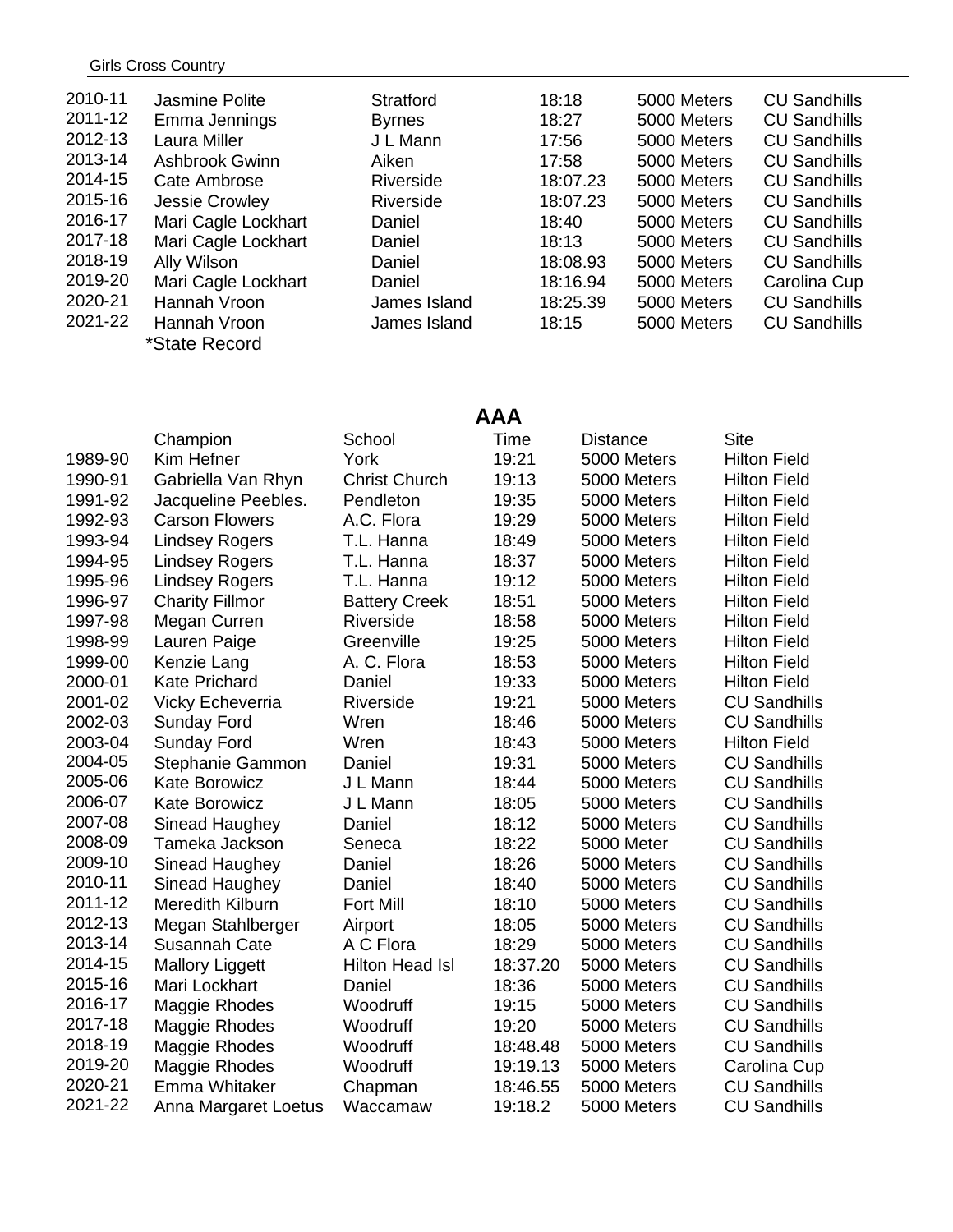| | | | | | |
|---|---|---|---|---|---|
| 2010-11 | Jasmine Polite | Stratford | 18:18 | 5000 Meters | CU Sandhills |
| 2011-12 | Emma Jennings | Byrnes | 18:27 | 5000 Meters | CU Sandhills |
| 2012-13 | Laura Miller | J L Mann | 17:56 | 5000 Meters | CU Sandhills |
| 2013-14 | Ashbrook Gwinn | Aiken | 17:58 | 5000 Meters | CU Sandhills |
| 2014-15 | Cate Ambrose | Riverside | 18:07.23 | 5000 Meters | CU Sandhills |
| 2015-16 | Jessie Crowley | Riverside | 18:07.23 | 5000 Meters | CU Sandhills |
| 2016-17 | Mari Cagle Lockhart | Daniel | 18:40 | 5000 Meters | CU Sandhills |
| 2017-18 | Mari Cagle Lockhart | Daniel | 18:13 | 5000 Meters | CU Sandhills |
| 2018-19 | Ally Wilson | Daniel | 18:08.93 | 5000 Meters | CU Sandhills |
| 2019-20 | Mari Cagle Lockhart | Daniel | 18:16.94 | 5000 Meters | Carolina Cup |
| 2020-21 | Hannah Vroon | James Island | 18:25.39 | 5000 Meters | CU Sandhills |
| 2021-22 | Hannah Vroon | James Island | 18:15 | 5000 Meters | CU Sandhills |

*State Record

## AAA

| | Champion | School | Time | Distance | Site |
|---|---|---|---|---|---|
| 1989-90 | Kim Hefner | York | 19:21 | 5000 Meters | Hilton Field |
| 1990-91 | Gabriella Van Rhyn | Christ Church | 19:13 | 5000 Meters | Hilton Field |
| 1991-92 | Jacqueline Peebles. | Pendleton | 19:35 | 5000 Meters | Hilton Field |
| 1992-93 | Carson Flowers | A.C. Flora | 19:29 | 5000 Meters | Hilton Field |
| 1993-94 | Lindsey Rogers | T.L. Hanna | 18:49 | 5000 Meters | Hilton Field |
| 1994-95 | Lindsey Rogers | T.L. Hanna | 18:37 | 5000 Meters | Hilton Field |
| 1995-96 | Lindsey Rogers | T.L. Hanna | 19:12 | 5000 Meters | Hilton Field |
| 1996-97 | Charity Fillmor | Battery Creek | 18:51 | 5000 Meters | Hilton Field |
| 1997-98 | Megan Curren | Riverside | 18:58 | 5000 Meters | Hilton Field |
| 1998-99 | Lauren Paige | Greenville | 19:25 | 5000 Meters | Hilton Field |
| 1999-00 | Kenzie Lang | A. C. Flora | 18:53 | 5000 Meters | Hilton Field |
| 2000-01 | Kate Prichard | Daniel | 19:33 | 5000 Meters | Hilton Field |
| 2001-02 | Vicky Echeverria | Riverside | 19:21 | 5000 Meters | CU Sandhills |
| 2002-03 | Sunday Ford | Wren | 18:46 | 5000 Meters | CU Sandhills |
| 2003-04 | Sunday Ford | Wren | 18:43 | 5000 Meters | Hilton Field |
| 2004-05 | Stephanie Gammon | Daniel | 19:31 | 5000 Meters | CU Sandhills |
| 2005-06 | Kate Borowicz | J L Mann | 18:44 | 5000 Meters | CU Sandhills |
| 2006-07 | Kate Borowicz | J L Mann | 18:05 | 5000 Meters | CU Sandhills |
| 2007-08 | Sinead Haughey | Daniel | 18:12 | 5000 Meters | CU Sandhills |
| 2008-09 | Tameka Jackson | Seneca | 18:22 | 5000 Meter | CU Sandhills |
| 2009-10 | Sinead Haughey | Daniel | 18:26 | 5000 Meters | CU Sandhills |
| 2010-11 | Sinead Haughey | Daniel | 18:40 | 5000 Meters | CU Sandhills |
| 2011-12 | Meredith Kilburn | Fort Mill | 18:10 | 5000 Meters | CU Sandhills |
| 2012-13 | Megan Stahlberger | Airport | 18:05 | 5000 Meters | CU Sandhills |
| 2013-14 | Susannah Cate | A C Flora | 18:29 | 5000 Meters | CU Sandhills |
| 2014-15 | Mallory Liggett | Hilton Head Isl | 18:37.20 | 5000 Meters | CU Sandhills |
| 2015-16 | Mari Lockhart | Daniel | 18:36 | 5000 Meters | CU Sandhills |
| 2016-17 | Maggie Rhodes | Woodruff | 19:15 | 5000 Meters | CU Sandhills |
| 2017-18 | Maggie Rhodes | Woodruff | 19:20 | 5000 Meters | CU Sandhills |
| 2018-19 | Maggie Rhodes | Woodruff | 18:48.48 | 5000 Meters | CU Sandhills |
| 2019-20 | Maggie Rhodes | Woodruff | 19:19.13 | 5000 Meters | Carolina Cup |
| 2020-21 | Emma Whitaker | Chapman | 18:46.55 | 5000 Meters | CU Sandhills |
| 2021-22 | Anna Margaret Loetus | Waccamaw | 19:18.2 | 5000 Meters | CU Sandhills |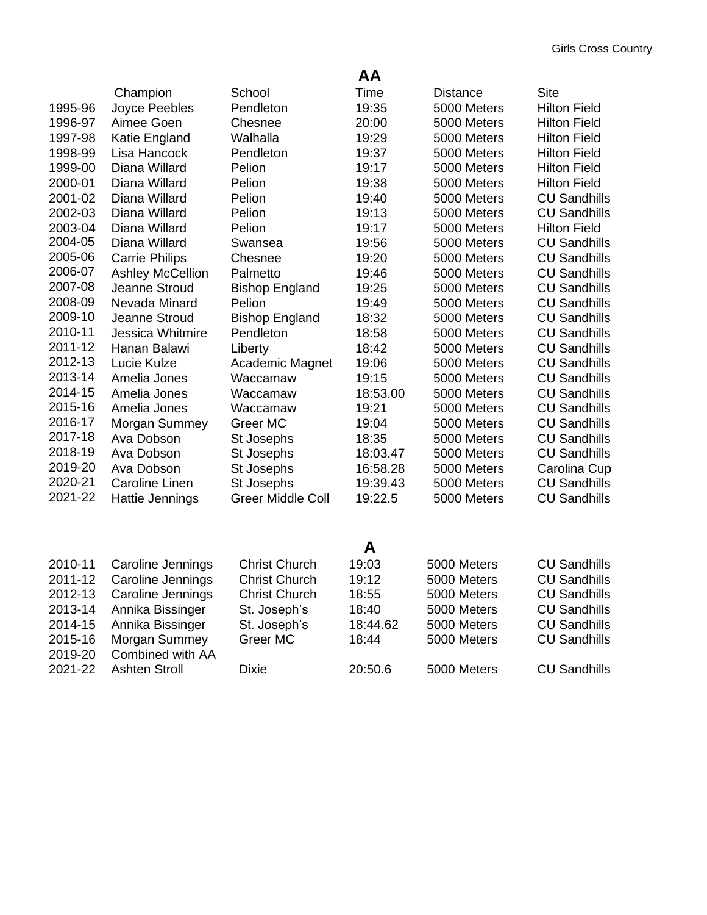## AA

| | Champion | School | Time | Distance | Site |
|---|---|---|---|---|---|
| 1995-96 | Joyce Peebles | Pendleton | 19:35 | 5000 Meters | Hilton Field |
| 1996-97 | Aimee Goen | Chesnee | 20:00 | 5000 Meters | Hilton Field |
| 1997-98 | Katie England | Walhalla | 19:29 | 5000 Meters | Hilton Field |
| 1998-99 | Lisa Hancock | Pendleton | 19:37 | 5000 Meters | Hilton Field |
| 1999-00 | Diana Willard | Pelion | 19:17 | 5000 Meters | Hilton Field |
| 2000-01 | Diana Willard | Pelion | 19:38 | 5000 Meters | Hilton Field |
| 2001-02 | Diana Willard | Pelion | 19:40 | 5000 Meters | CU Sandhills |
| 2002-03 | Diana Willard | Pelion | 19:13 | 5000 Meters | CU Sandhills |
| 2003-04 | Diana Willard | Pelion | 19:17 | 5000 Meters | Hilton Field |
| 2004-05 | Diana Willard | Swansea | 19:56 | 5000 Meters | CU Sandhills |
| 2005-06 | Carrie Philips | Chesnee | 19:20 | 5000 Meters | CU Sandhills |
| 2006-07 | Ashley McCellion | Palmetto | 19:46 | 5000 Meters | CU Sandhills |
| 2007-08 | Jeanne Stroud | Bishop England | 19:25 | 5000 Meters | CU Sandhills |
| 2008-09 | Nevada Minard | Pelion | 19:49 | 5000 Meters | CU Sandhills |
| 2009-10 | Jeanne Stroud | Bishop England | 18:32 | 5000 Meters | CU Sandhills |
| 2010-11 | Jessica Whitmire | Pendleton | 18:58 | 5000 Meters | CU Sandhills |
| 2011-12 | Hanan Balawi | Liberty | 18:42 | 5000 Meters | CU Sandhills |
| 2012-13 | Lucie Kulze | Academic Magnet | 19:06 | 5000 Meters | CU Sandhills |
| 2013-14 | Amelia Jones | Waccamaw | 19:15 | 5000 Meters | CU Sandhills |
| 2014-15 | Amelia Jones | Waccamaw | 18:53.00 | 5000 Meters | CU Sandhills |
| 2015-16 | Amelia Jones | Waccamaw | 19:21 | 5000 Meters | CU Sandhills |
| 2016-17 | Morgan Summey | Greer MC | 19:04 | 5000 Meters | CU Sandhills |
| 2017-18 | Ava Dobson | St Josephs | 18:35 | 5000 Meters | CU Sandhills |
| 2018-19 | Ava Dobson | St Josephs | 18:03.47 | 5000 Meters | CU Sandhills |
| 2019-20 | Ava Dobson | St Josephs | 16:58.28 | 5000 Meters | Carolina Cup |
| 2020-21 | Caroline Linen | St Josephs | 19:39.43 | 5000 Meters | CU Sandhills |
| 2021-22 | Hattie Jennings | Greer Middle Coll | 19:22.5 | 5000 Meters | CU Sandhills |

## A

| | Champion | School | Time | Distance | Site |
|---|---|---|---|---|---|
| 2010-11 | Caroline Jennings | Christ Church | 19:03 | 5000 Meters | CU Sandhills |
| 2011-12 | Caroline Jennings | Christ Church | 19:12 | 5000 Meters | CU Sandhills |
| 2012-13 | Caroline Jennings | Christ Church | 18:55 | 5000 Meters | CU Sandhills |
| 2013-14 | Annika Bissinger | St. Joseph's | 18:40 | 5000 Meters | CU Sandhills |
| 2014-15 | Annika Bissinger | St. Joseph's | 18:44.62 | 5000 Meters | CU Sandhills |
| 2015-16 | Morgan Summey | Greer MC | 18:44 | 5000 Meters | CU Sandhills |
| 2019-20 | Combined with AA | | | | |
| 2021-22 | Ashten Stroll | Dixie | 20:50.6 | 5000 Meters | CU Sandhills |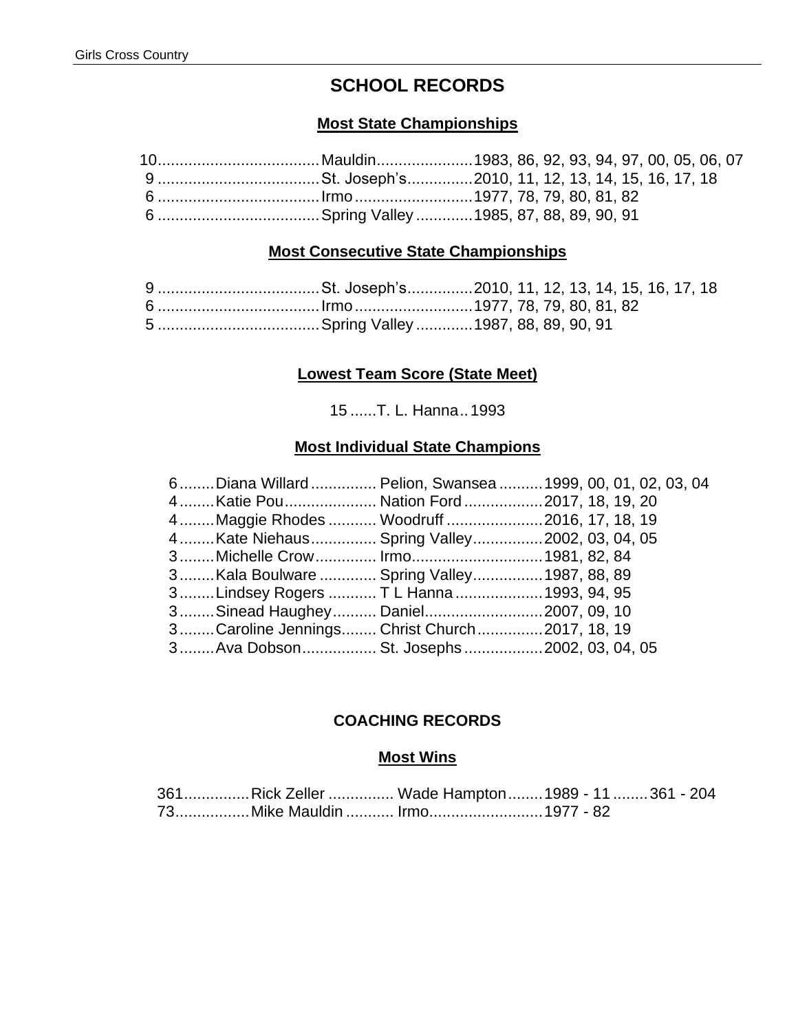# SCHOOL RECORDS

## Most State Championships

| | | |
|---|---|---|
| 10 | Mauldin | 1983, 86, 92, 93, 94, 97, 00, 05, 06, 07 |
| 9 | St. Joseph's | 2010, 11, 12, 13, 14, 15, 16, 17, 18 |
| 6 | Irmo | 1977, 78, 79, 80, 81, 82 |
| 6 | Spring Valley | 1985, 87, 88, 89, 90, 91 |

## Most Consecutive State Championships

| | | |
|---|---|---|
| 9 | St. Joseph's | 2010, 11, 12, 13, 14, 15, 16, 17, 18 |
| 6 | Irmo | 1977, 78, 79, 80, 81, 82 |
| 5 | Spring Valley | 1987, 88, 89, 90, 91 |

## Lowest Team Score (State Meet)

15 ......T. L. Hanna..1993

## Most Individual State Champions

| | | | |
|---|---|---|---|
| 6 | Diana Willard | Pelion, Swansea | 1999, 00, 01, 02, 03, 04 |
| 4 | Katie Pou | Nation Ford | 2017, 18, 19, 20 |
| 4 | Maggie Rhodes | Woodruff | 2016, 17, 18, 19 |
| 4 | Kate Niehaus | Spring Valley | 2002, 03, 04, 05 |
| 3 | Michelle Crow | Irmo | 1981, 82, 84 |
| 3 | Kala Boulware | Spring Valley | 1987, 88, 89 |
| 3 | Lindsey Rogers | T L Hanna | 1993, 94, 95 |
| 3 | Sinead Haughey | Daniel | 2007, 09, 10 |
| 3 | Caroline Jennings | Christ Church | 2017, 18, 19 |
| 3 | Ava Dobson | St. Josephs | 2002, 03, 04, 05 |

# COACHING RECORDS

## Most Wins

| | | | | |
|---|---|---|---|---|
| 361 | Rick Zeller | Wade Hampton | 1989 - 11 | 361 - 204 |
| 73 | Mike Mauldin | Irmo | 1977 - 82 | |